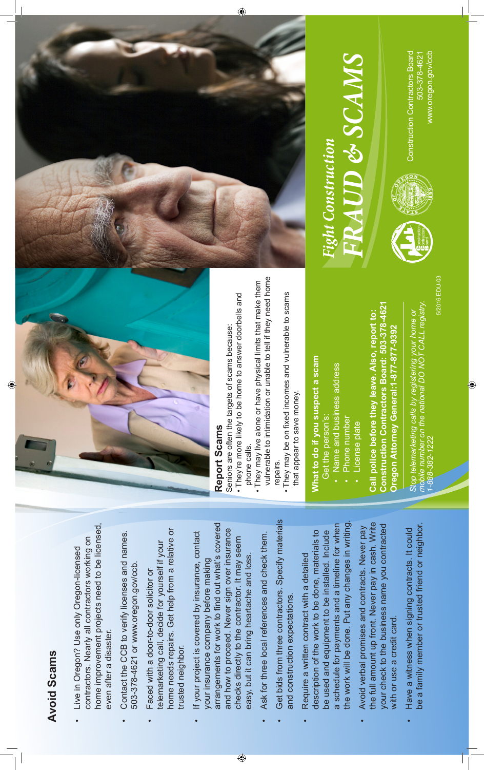## Avoid Scams

- Live in Oregon? Use only Oregon-licensed contractors. Nearly all contractors working on home improvement projects need to be licensed, even after a disaster.
- Contact the CCB to verify licenses and names. 503-378-4621 or www.oregon.gov/ccb.
- Faced with a door-to-door solicitor or telemarketing call, decide for yourself if your home needs repairs. Get help from a relative or trusted neighbor.
- If your project is covered by insurance, contact your insurance company before making arrangements for work to find out what's covered and how to proceed. Never sign over insurance checks directly to the contractor. It may seem easy, but it can bring heartache and loss.
- Ask for three local references and check them.
- Get bids from three contractors. Specify materials and construction expectations.
- Require a written contract with a detailed description of the work to be done, materials to be used and equipment to be installed. Include a schedule for payments and a timeline for when the work will be done. Put any changes in writing.
- Avoid verbal promises and contracts. Never pay the full amount up front. Never pay in cash. Write your check to the business name you contracted with or use a credit card.
- Have a witness when signing contracts. It could be a family member or trusted friend or neighbor.

## Report Scams

Seniors are often the targets of scams because:

- They're more likely to be home to answer doorbells and phone calls.
- They may live alone or have physical limits that make them vulnerable to intimidation or unable to tell if they need home repairs.
- They may be on fixed incomes and vulnerable to scams that appear to save money.

### What to do if you suspect a scam

Get the person's:

- Name and business address
- Phone number
- License plate

**Call police before they leave. Also, report to: Construction Contractors Board: 503-378-4621 Oregon Attorney General:1-877-877-9392**

*Stop telemarketing calls by registering your home or mobile number on the national DO NOT CALL registry. 1-888-382-1222*

5/2016 EDU-03

# *Fight Construction* *FRAUD & SCAMS*

Construction Contractors Board
503-378-4621
www.oregon.gov/ccb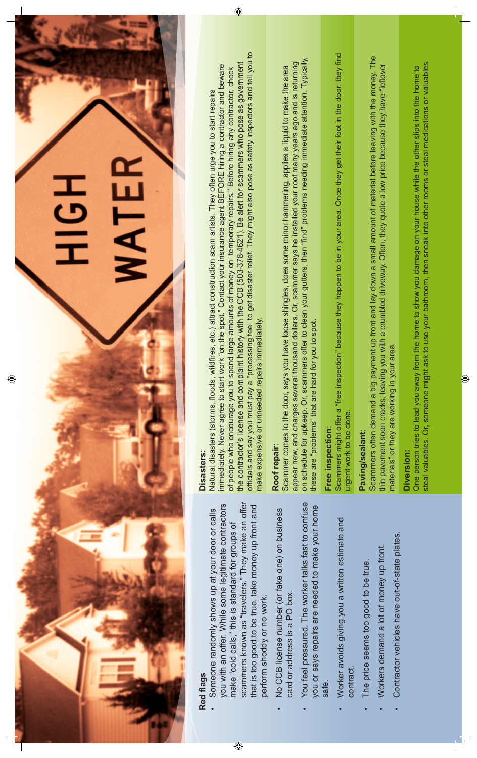## Red flags

- Someone randomly shows up at your door or calls you with an offer. While some legitimate contractors make "cold calls," this is standard for groups of scammers known as "travelers." They make an offer that is too good to be true, take money up front and perform shoddy or no work.
- No CCB license number (or fake one) on business card or address is a PO box.
- You feel pressured. The worker talks fast to confuse you or says repairs are needed to make your home safe.
- Worker avoids giving you a written estimate and contract.
- The price seems too good to be true.
- Workers demand a lot of money up front.
- Contractor vehicles have out-of-state plates.

**Disasters:**
Natural disasters (storms, floods, wildfires, etc.) attract construction scam artists. They often urge you to start repairs immediately. Never agree to start work "on the spot." Contact your insurance agent BEFORE hiring a contractor and beware of people who encourage you to spend large amounts of money on "temporary repairs." Before hiring any contractor, check the contractor's license and complaint history with the CCB (503-378-4621). Be alert for scammers who pose as government officials and say you must pay a "processing fee" to get disaster relief. They might also pose as safety inspectors and tell you to make expensive or unneeded repairs immediately.

**Roof repair**:
Scammer comes to the door, says you have loose shingles, does some minor hammering, applies a liquid to make the area appear new, and charges several thousand dollars. Or, scammer says he installed your roof many years ago and is returning on schedule for upkeep. Or, scammers offer to clean your gutters, then "find" problems needing immediate attention. Typically, these are "problems" that are hard for you to spot.

**Free inspection**:
Scammers might offer a "free inspection" because they happen to be in your area. Once they get their foot in the door, they find urgent work to be done.

**Paving/sealant**:
Scammers often demand a big payment up front and lay down a small amount of material before leaving with the money. The thin pavement soon cracks, leaving you with a crumbled driveway. Often, they quote a low price because they have "leftover materials" or they are working in your area.

**Diversion:**
One person tries to lead you away from the home to show you damage on your house while the other slips into the home to steal valuables. Or, someone might ask to use your bathroom, then sneak into other rooms or steal medications or valuables.